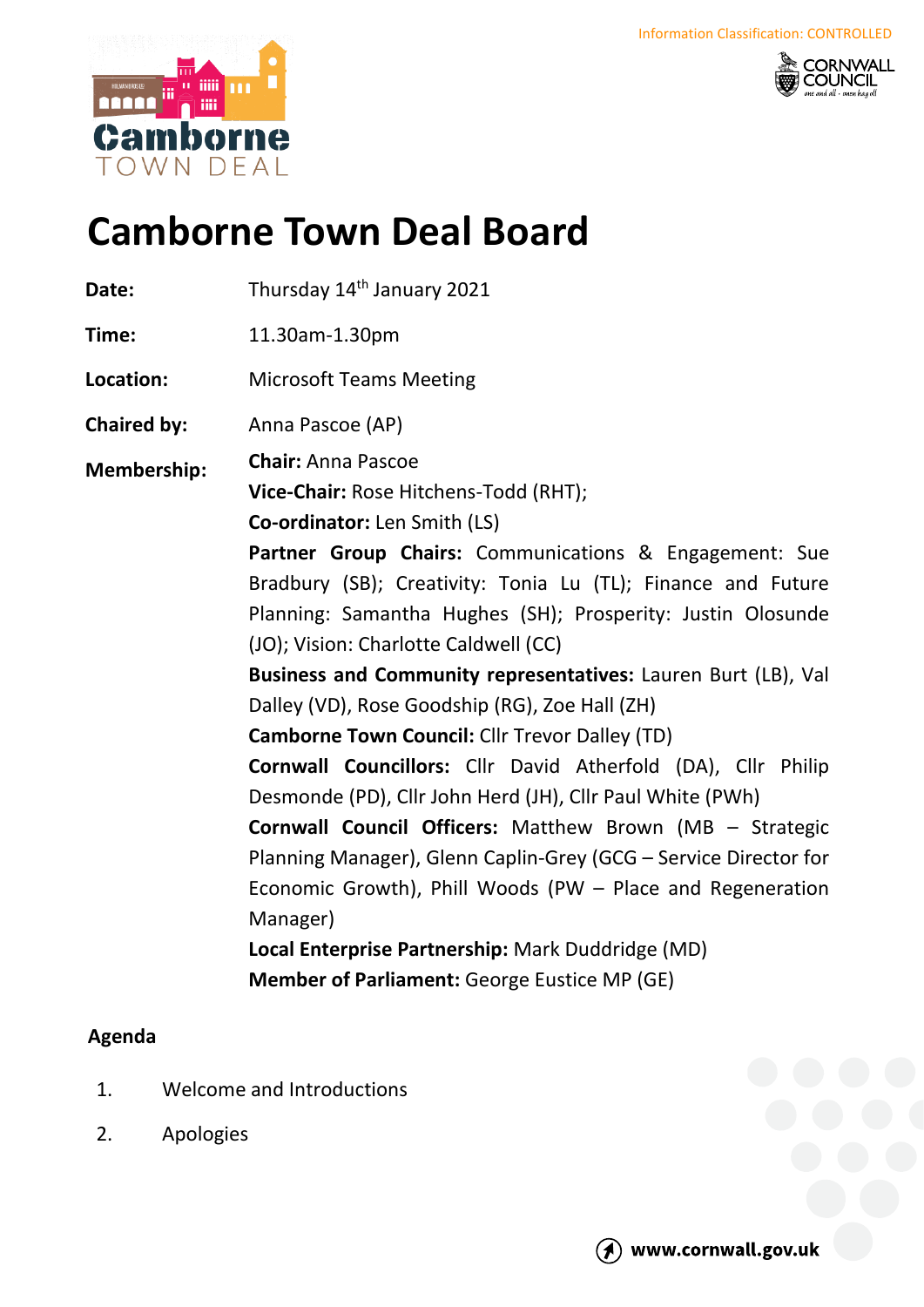Information Classification: CONTROLLED

# Camborne Town Deal Board

**Date:** Thursday 14th January 2021

**Time:** 11.30am-1.30pm

**Location:** Microsoft Teams Meeting

**Chaired by:** Anna Pascoe (AP)

**Membership:**

**Chair:** Anna Pascoe
**Vice-Chair:** Rose Hitchens-Todd (RHT);
**Co-ordinator:** Len Smith (LS)
**Partner Group Chairs:** Communications & Engagement: Sue Bradbury (SB); Creativity: Tonia Lu (TL); Finance and Future Planning: Samantha Hughes (SH); Prosperity: Justin Olosunde (JO); Vision: Charlotte Caldwell (CC)
**Business and Community representatives:** Lauren Burt (LB), Val Dalley (VD), Rose Goodship (RG), Zoe Hall (ZH)
**Camborne Town Council:** Cllr Trevor Dalley (TD)
**Cornwall Councillors:** Cllr David Atherfold (DA), Cllr Philip Desmonde (PD), Cllr John Herd (JH), Cllr Paul White (PWh)
**Cornwall Council Officers:** Matthew Brown (MB – Strategic Planning Manager), Glenn Caplin-Grey (GCG – Service Director for Economic Growth), Phill Woods (PW – Place and Regeneration Manager)
**Local Enterprise Partnership:** Mark Duddridge (MD)
**Member of Parliament:** George Eustice MP (GE)

## Agenda

1. Welcome and Introductions
2. Apologies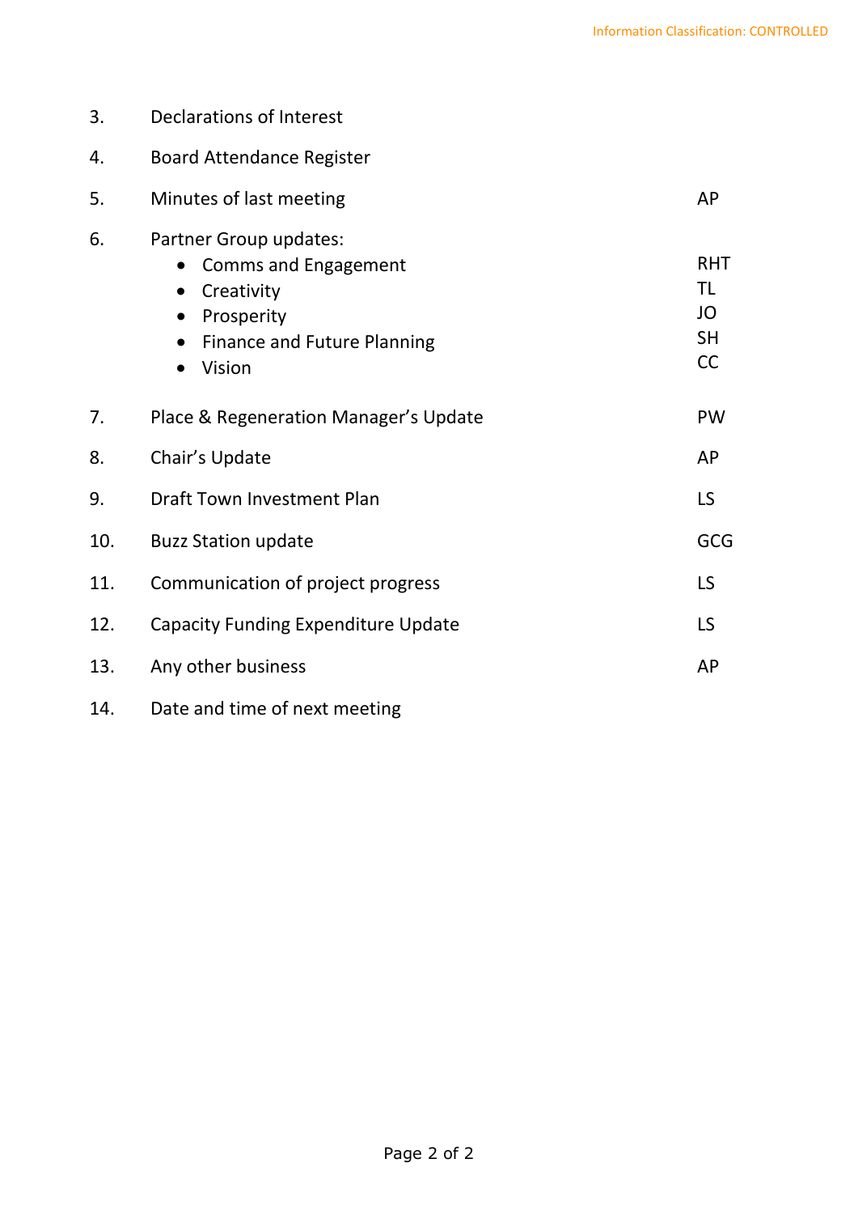| | | |
|---|---|---|
| 3. | Declarations of Interest | |
| 4. | Board Attendance Register | |
| 5. | Minutes of last meeting | AP |
| 6. | Partner Group updates: | |
| | • Comms and Engagement | RHT |
| | • Creativity | TL |
| | • Prosperity | JO |
| | • Finance and Future Planning | SH |
| | • Vision | CC |
| 7. | Place & Regeneration Manager's Update | PW |
| 8. | Chair's Update | AP |
| 9. | Draft Town Investment Plan | LS |
| 10. | Buzz Station update | GCG |
| 11. | Communication of project progress | LS |
| 12. | Capacity Funding Expenditure Update | LS |
| 13. | Any other business | AP |
| 14. | Date and time of next meeting | |